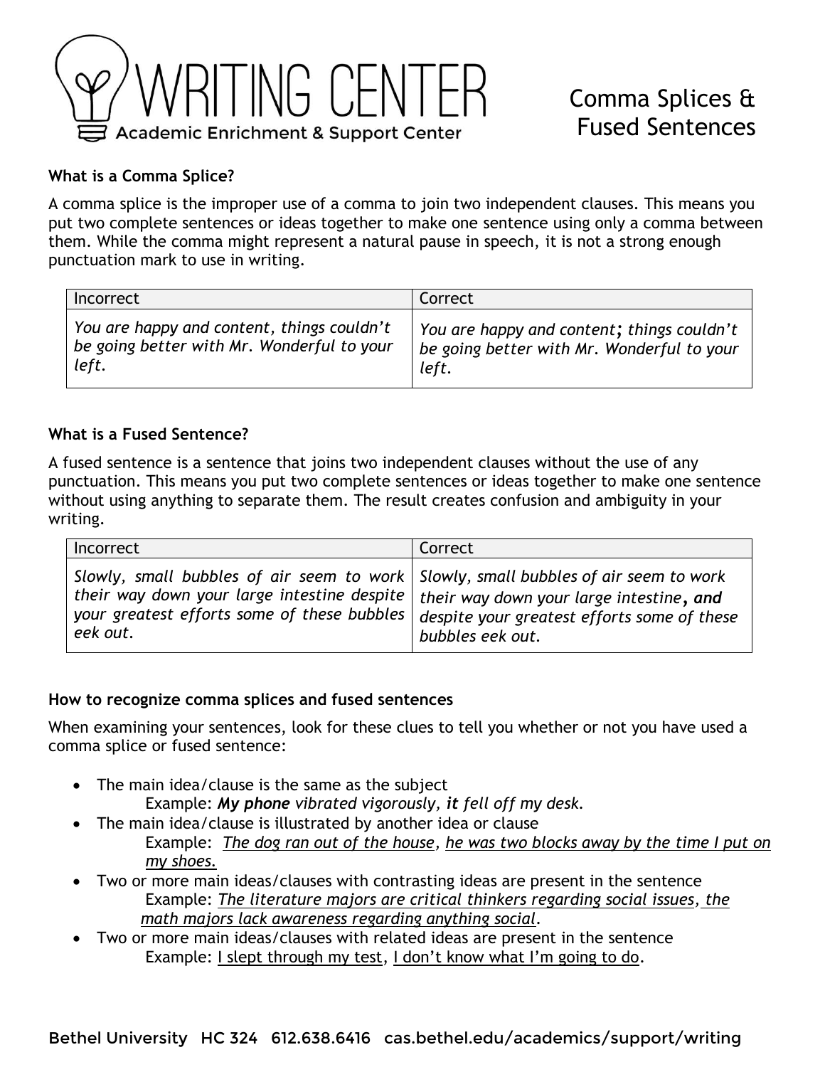# WRITING CENTER

Academic Enrichment & Support Center

## Comma Splices & Fused Sentences

### What is a Comma Splice?

A comma splice is the improper use of a comma to join two independent clauses. This means you put two complete sentences or ideas together to make one sentence using only a comma between them. While the comma might represent a natural pause in speech, it is not a strong enough punctuation mark to use in writing.

| Incorrect | Correct |
|---|---|
| *You are happy and content, things couldn't be going better with Mr. Wonderful to your left.* | *You are happy and content**;** things couldn't be going better with Mr. Wonderful to your left.* |

### What is a Fused Sentence?

A fused sentence is a sentence that joins two independent clauses without the use of any punctuation. This means you put two complete sentences or ideas together to make one sentence without using anything to separate them. The result creates confusion and ambiguity in your writing.

| Incorrect | Correct |
|---|---|
| *Slowly, small bubbles of air seem to work their way down your large intestine despite your greatest efforts some of these bubbles eek out.* | *Slowly, small bubbles of air seem to work their way down your large intestine**, and** despite your greatest efforts some of these bubbles eek out.* |

### How to recognize comma splices and fused sentences

When examining your sentences, look for these clues to tell you whether or not you have used a comma splice or fused sentence:

- The main idea/clause is the same as the subject
  Example: ***My phone** vibrated vigorously, **it** fell off my desk.*
- The main idea/clause is illustrated by another idea or clause
  Example: *<u>The dog ran out of the house</u>, <u>he was two blocks away by the time I put on my shoes.</u>*
- Two or more main ideas/clauses with contrasting ideas are present in the sentence
  Example: *<u>The literature majors are critical thinkers regarding social issues</u>, <u>the math majors lack awareness regarding anything social</u>.*
- Two or more main ideas/clauses with related ideas are present in the sentence
  Example: <u>I slept through my test</u>, <u>I don't know what I'm going to do</u>.

Bethel University HC 324 612.638.6416 cas.bethel.edu/academics/support/writing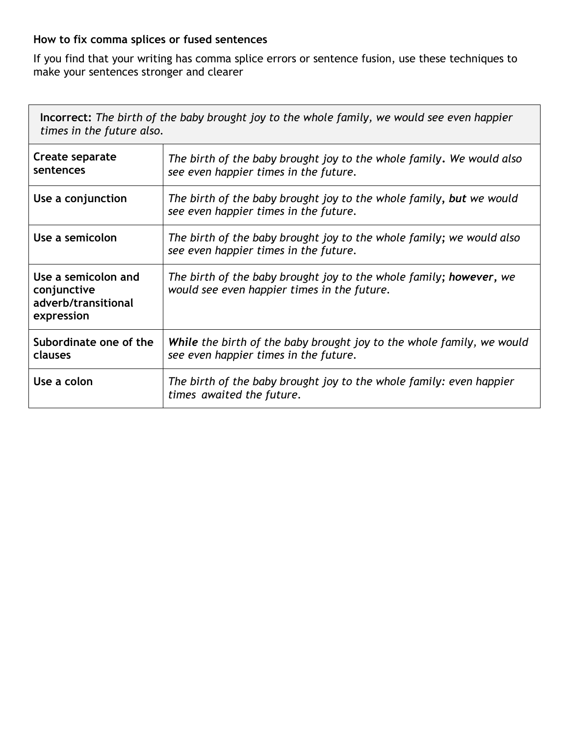**How to fix comma splices or fused sentences**

If you find that your writing has comma splice errors or sentence fusion, use these techniques to make your sentences stronger and clearer

| **Incorrect:** *The birth of the baby brought joy to the whole family, we would see even happier times in the future also.* | |
|---|---|
| **Create separate sentences** | *The birth of the baby brought joy to the whole family***.** *We would also see even happier times in the future.* |
| **Use a conjunction** | *The birth of the baby brought joy to the whole family***,** ***but*** *we would see even happier times in the future.* |
| **Use a semicolon** | *The birth of the baby brought joy to the whole family***;** *we would also see even happier times in the future.* |
| **Use a semicolon and conjunctive adverb/transitional expression** | *The birth of the baby brought joy to the whole family***;** ***however*****,** *we would see even happier times in the future.* |
| **Subordinate one of the clauses** | ***While*** *the birth of the baby brought joy to the whole family, we would see even happier times in the future.* |
| **Use a colon** | *The birth of the baby brought joy to the whole family: even happier times awaited the future.* |